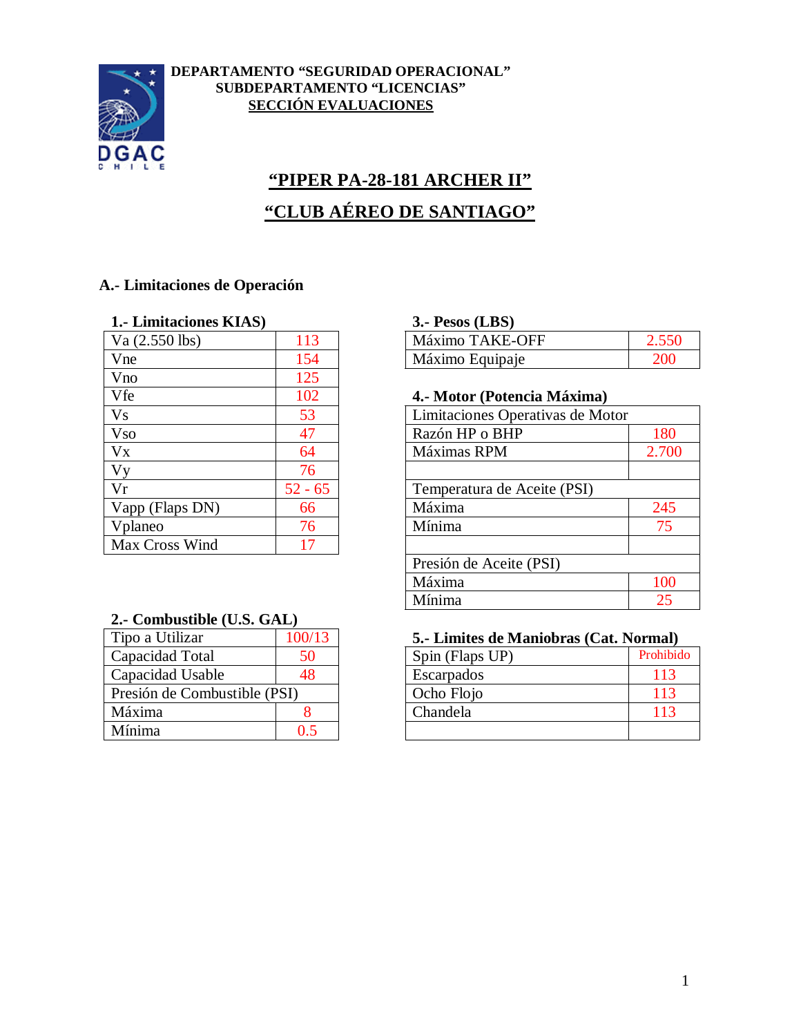**DEPARTAMENTO "SEGURIDAD OPERACIONAL"**
**SUBDEPARTAMENTO "LICENCIAS"**
**SECCIÓN EVALUACIONES**

# "PIPER PA-28-181 ARCHER II"

# "CLUB AÉREO DE SANTIAGO"

## A.- Limitaciones de Operación

### 1.- Limitaciones KIAS

| | |
|---|---|
| Va (2.550 lbs) | 113 |
| Vne | 154 |
| Vno | 125 |
| Vfe | 102 |
| Vs | 53 |
| Vso | 47 |
| Vx | 64 |
| Vy | 76 |
| Vr | 52 - 65 |
| Vapp (Flaps DN) | 66 |
| Vplaneo | 76 |
| Max Cross Wind | 17 |

### 2.- Combustible (U.S. GAL)

| | |
|---|---|
| Tipo a Utilizar | 100/13 |
| Capacidad Total | 50 |
| Capacidad Usable | 48 |
| Presión de Combustible (PSI) | |
| Máxima | 8 |
| Mínima | 0.5 |

### 3.- Pesos (LBS)

| | |
|---|---|
| Máximo TAKE-OFF | 2.550 |
| Máximo Equipaje | 200 |

### 4.- Motor (Potencia Máxima)

| | |
|---|---|
| Limitaciones Operativas de Motor | |
| Razón HP o BHP | 180 |
| Máximas RPM | 2.700 |
| | |
| Temperatura de Aceite (PSI) | |
| Máxima | 245 |
| Mínima | 75 |
| | |
| Presión de Aceite (PSI) | |
| Máxima | 100 |
| Mínima | 25 |

### 5.- Limites de Maniobras (Cat. Normal)

| | |
|---|---|
| Spin (Flaps UP) | Prohibido |
| Escarpados | 113 |
| Ocho Flojo | 113 |
| Chandela | 113 |
| | |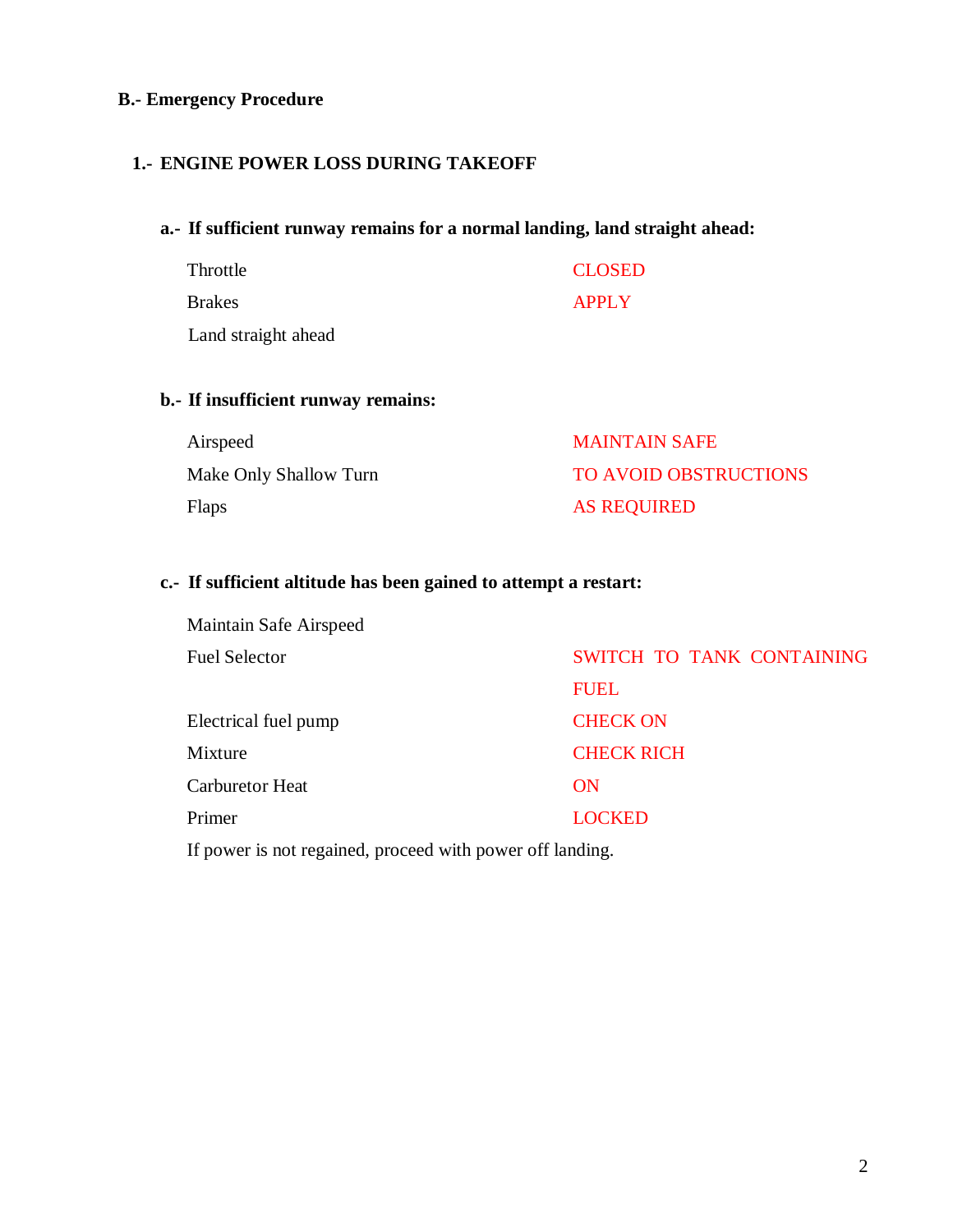## B.- Emergency Procedure

### 1.- ENGINE POWER LOSS DURING TAKEOFF

**a.- If sufficient runway remains for a normal landing, land straight ahead:**

| | |
|---|---|
| Throttle | CLOSED |
| Brakes | APPLY |
| Land straight ahead | |

**b.- If insufficient runway remains:**

| | |
|---|---|
| Airspeed | MAINTAIN SAFE |
| Make Only Shallow Turn | TO AVOID OBSTRUCTIONS |
| Flaps | AS REQUIRED |

**c.- If sufficient altitude has been gained to attempt a restart:**

| | |
|---|---|
| Maintain Safe Airspeed | |
| Fuel Selector | SWITCH TO TANK CONTAINING FUEL |
| Electrical fuel pump | CHECK ON |
| Mixture | CHECK RICH |
| Carburetor Heat | ON |
| Primer | LOCKED |

If power is not regained, proceed with power off landing.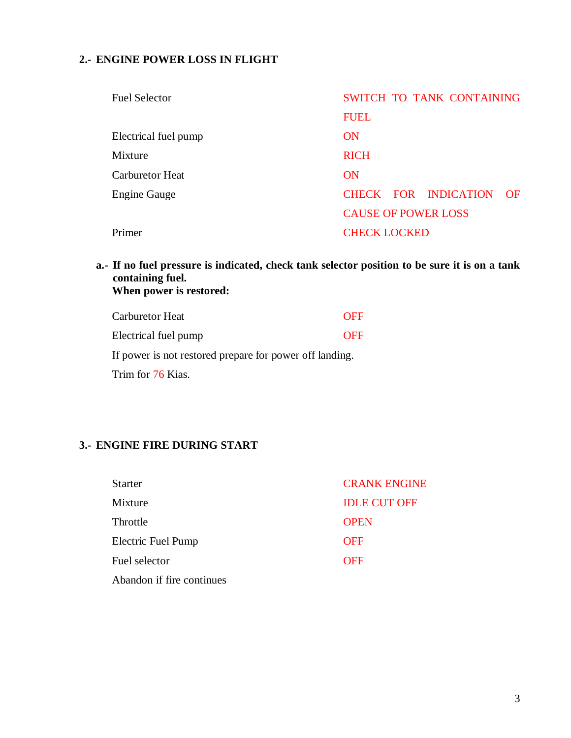## 2.- ENGINE POWER LOSS IN FLIGHT

| | |
|---|---|
| Fuel Selector | SWITCH TO TANK CONTAINING FUEL |
| Electrical fuel pump | ON |
| Mixture | RICH |
| Carburetor Heat | ON |
| Engine Gauge | CHECK FOR INDICATION OF CAUSE OF POWER LOSS |
| Primer | CHECK LOCKED |

**a.- If no fuel pressure is indicated, check tank selector position to be sure it is on a tank containing fuel.**
**When power is restored:**

| | |
|---|---|
| Carburetor Heat | OFF |
| Electrical fuel pump | OFF |

If power is not restored prepare for power off landing.

Trim for 76 Kias.

## 3.- ENGINE FIRE DURING START

| | |
|---|---|
| Starter | CRANK ENGINE |
| Mixture | IDLE CUT OFF |
| Throttle | OPEN |
| Electric Fuel Pump | OFF |
| Fuel selector | OFF |

Abandon if fire continues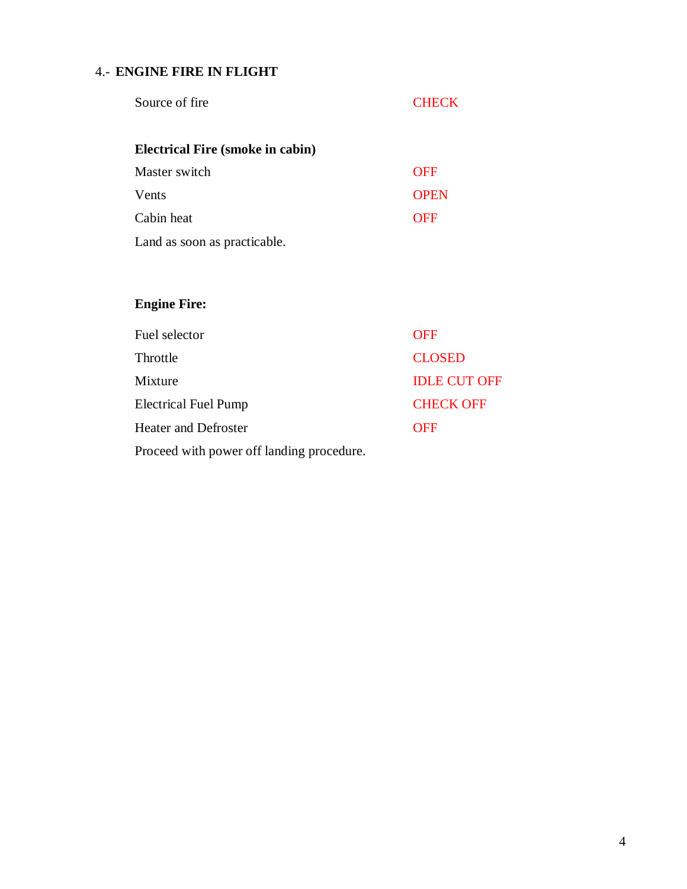## 4.- ENGINE FIRE IN FLIGHT

| | |
|---|---|
| Source of fire | CHECK |

**Electrical Fire (smoke in cabin)**

| | |
|---|---|
| Master switch | OFF |
| Vents | OPEN |
| Cabin heat | OFF |

Land as soon as practicable.

**Engine Fire:**

| | |
|---|---|
| Fuel selector | OFF |
| Throttle | CLOSED |
| Mixture | IDLE CUT OFF |
| Electrical Fuel Pump | CHECK OFF |
| Heater and Defroster | OFF |

Proceed with power off landing procedure.